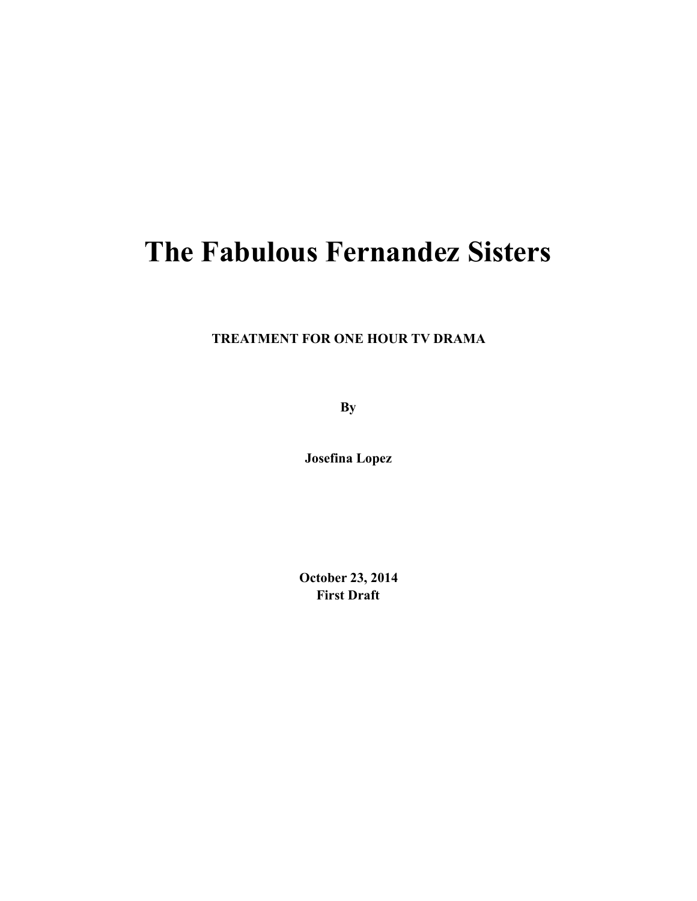# The Fabulous Fernandez Sisters

**TREATMENT FOR ONE HOUR TV DRAMA**

**By**

**Josefina Lopez**

**October 23, 2014**
**First Draft**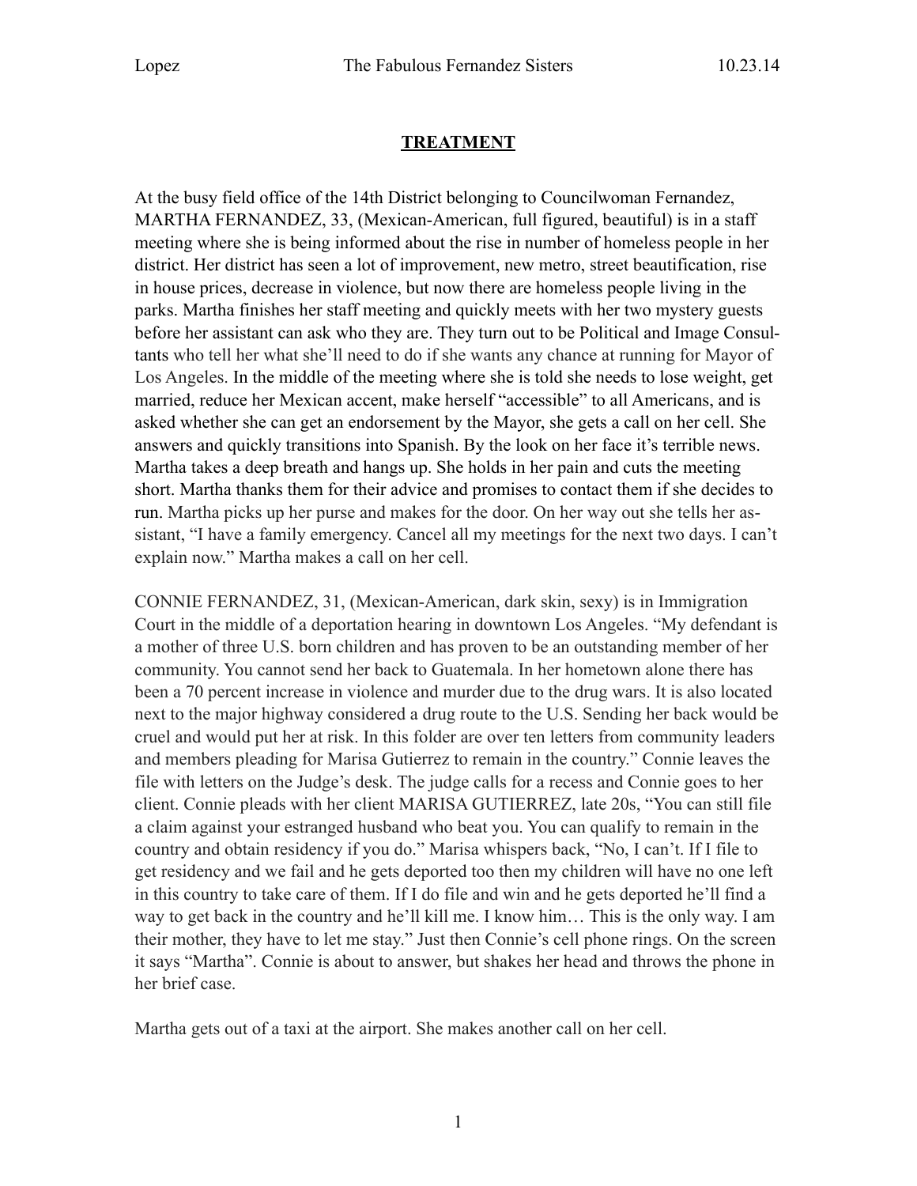## TREATMENT

At the busy field office of the 14th District belonging to Councilwoman Fernandez, MARTHA FERNANDEZ, 33, (Mexican-American, full figured, beautiful) is in a staff meeting where she is being informed about the rise in number of homeless people in her district. Her district has seen a lot of improvement, new metro, street beautification, rise in house prices, decrease in violence, but now there are homeless people living in the parks. Martha finishes her staff meeting and quickly meets with her two mystery guests before her assistant can ask who they are. They turn out to be Political and Image Consultants who tell her what she'll need to do if she wants any chance at running for Mayor of Los Angeles. In the middle of the meeting where she is told she needs to lose weight, get married, reduce her Mexican accent, make herself "accessible" to all Americans, and is asked whether she can get an endorsement by the Mayor, she gets a call on her cell. She answers and quickly transitions into Spanish. By the look on her face it's terrible news. Martha takes a deep breath and hangs up. She holds in her pain and cuts the meeting short. Martha thanks them for their advice and promises to contact them if she decides to run. Martha picks up her purse and makes for the door. On her way out she tells her assistant, "I have a family emergency. Cancel all my meetings for the next two days. I can't explain now." Martha makes a call on her cell.

CONNIE FERNANDEZ, 31, (Mexican-American, dark skin, sexy) is in Immigration Court in the middle of a deportation hearing in downtown Los Angeles. "My defendant is a mother of three U.S. born children and has proven to be an outstanding member of her community. You cannot send her back to Guatemala. In her hometown alone there has been a 70 percent increase in violence and murder due to the drug wars. It is also located next to the major highway considered a drug route to the U.S. Sending her back would be cruel and would put her at risk. In this folder are over ten letters from community leaders and members pleading for Marisa Gutierrez to remain in the country." Connie leaves the file with letters on the Judge's desk. The judge calls for a recess and Connie goes to her client. Connie pleads with her client MARISA GUTIERREZ, late 20s, "You can still file a claim against your estranged husband who beat you. You can qualify to remain in the country and obtain residency if you do." Marisa whispers back, "No, I can't. If I file to get residency and we fail and he gets deported too then my children will have no one left in this country to take care of them. If I do file and win and he gets deported he'll find a way to get back in the country and he'll kill me. I know him… This is the only way. I am their mother, they have to let me stay." Just then Connie's cell phone rings. On the screen it says "Martha". Connie is about to answer, but shakes her head and throws the phone in her brief case.

Martha gets out of a taxi at the airport. She makes another call on her cell.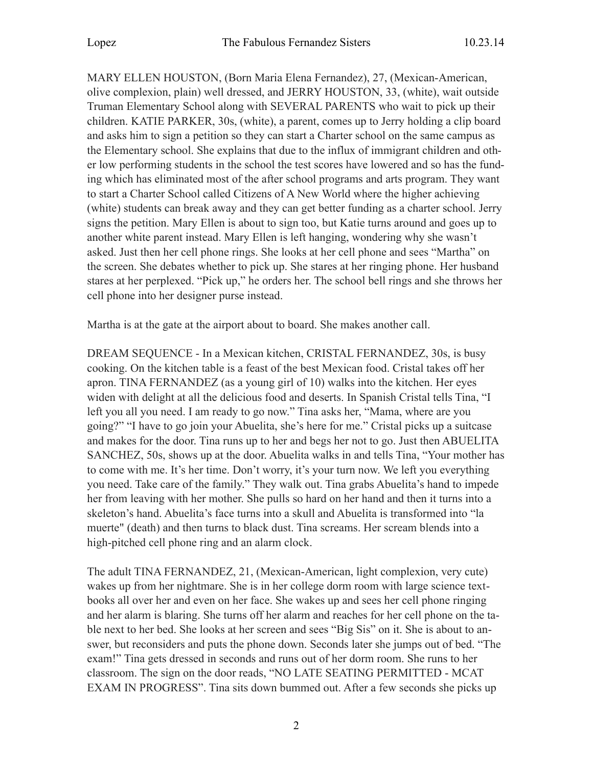MARY ELLEN HOUSTON, (Born Maria Elena Fernandez), 27, (Mexican-American, olive complexion, plain) well dressed, and JERRY HOUSTON, 33, (white), wait outside Truman Elementary School along with SEVERAL PARENTS who wait to pick up their children. KATIE PARKER, 30s, (white), a parent, comes up to Jerry holding a clip board and asks him to sign a petition so they can start a Charter school on the same campus as the Elementary school. She explains that due to the influx of immigrant children and other low performing students in the school the test scores have lowered and so has the funding which has eliminated most of the after school programs and arts program. They want to start a Charter School called Citizens of A New World where the higher achieving (white) students can break away and they can get better funding as a charter school. Jerry signs the petition. Mary Ellen is about to sign too, but Katie turns around and goes up to another white parent instead. Mary Ellen is left hanging, wondering why she wasn't asked. Just then her cell phone rings. She looks at her cell phone and sees "Martha" on the screen. She debates whether to pick up. She stares at her ringing phone. Her husband stares at her perplexed. "Pick up," he orders her. The school bell rings and she throws her cell phone into her designer purse instead.

Martha is at the gate at the airport about to board. She makes another call.

DREAM SEQUENCE - In a Mexican kitchen, CRISTAL FERNANDEZ, 30s, is busy cooking. On the kitchen table is a feast of the best Mexican food. Cristal takes off her apron. TINA FERNANDEZ (as a young girl of 10) walks into the kitchen. Her eyes widen with delight at all the delicious food and deserts. In Spanish Cristal tells Tina, "I left you all you need. I am ready to go now." Tina asks her, "Mama, where are you going?" "I have to go join your Abuelita, she's here for me." Cristal picks up a suitcase and makes for the door. Tina runs up to her and begs her not to go. Just then ABUELITA SANCHEZ, 50s, shows up at the door. Abuelita walks in and tells Tina, "Your mother has to come with me. It's her time. Don't worry, it's your turn now. We left you everything you need. Take care of the family." They walk out. Tina grabs Abuelita's hand to impede her from leaving with her mother. She pulls so hard on her hand and then it turns into a skeleton's hand. Abuelita's face turns into a skull and Abuelita is transformed into "la muerte" (death) and then turns to black dust. Tina screams. Her scream blends into a high-pitched cell phone ring and an alarm clock.

The adult TINA FERNANDEZ, 21, (Mexican-American, light complexion, very cute) wakes up from her nightmare. She is in her college dorm room with large science textbooks all over her and even on her face. She wakes up and sees her cell phone ringing and her alarm is blaring. She turns off her alarm and reaches for her cell phone on the table next to her bed. She looks at her screen and sees "Big Sis" on it. She is about to answer, but reconsiders and puts the phone down. Seconds later she jumps out of bed. "The exam!" Tina gets dressed in seconds and runs out of her dorm room. She runs to her classroom. The sign on the door reads, "NO LATE SEATING PERMITTED - MCAT EXAM IN PROGRESS". Tina sits down bummed out. After a few seconds she picks up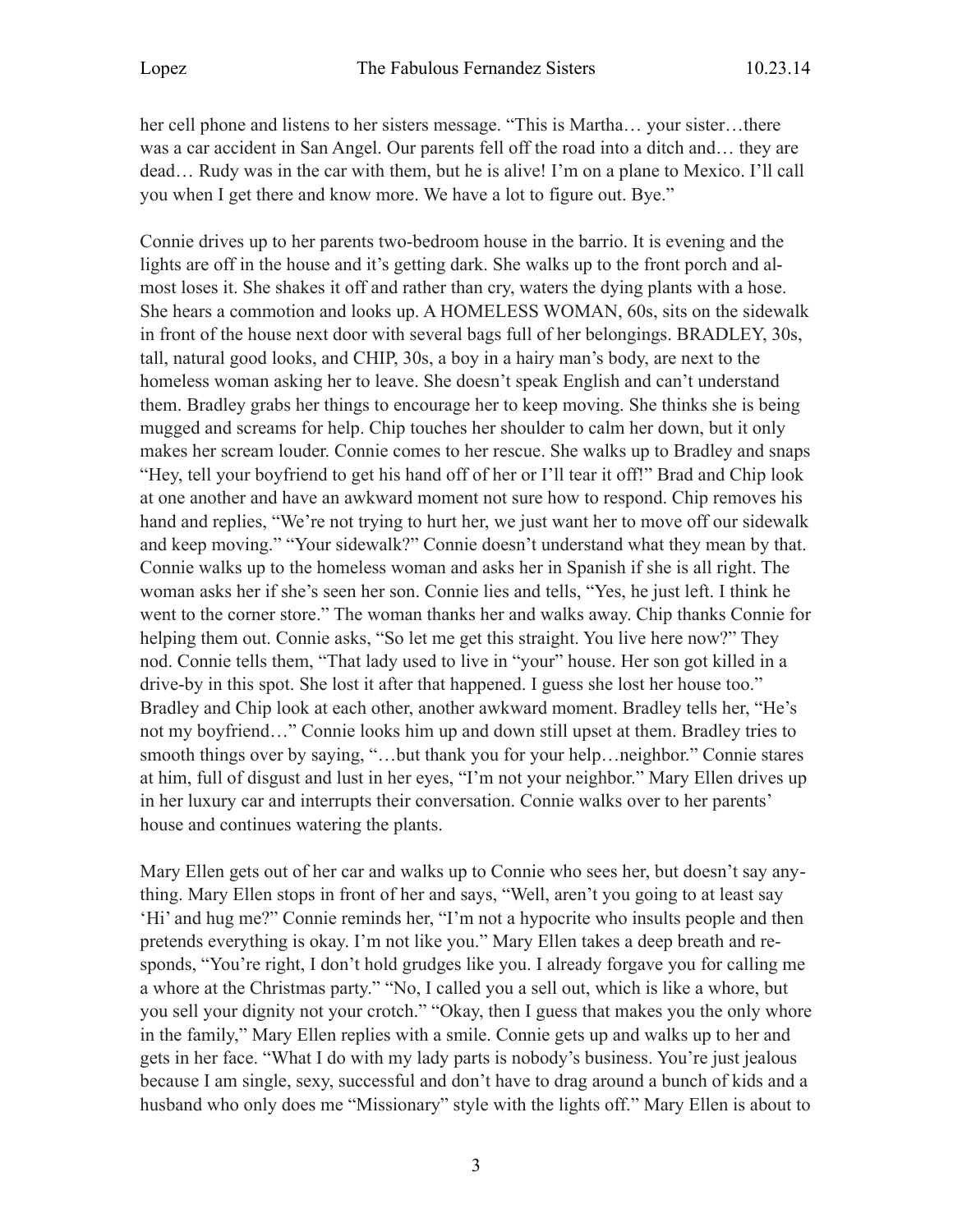her cell phone and listens to her sisters message. "This is Martha… your sister…there was a car accident in San Angel. Our parents fell off the road into a ditch and… they are dead… Rudy was in the car with them, but he is alive! I'm on a plane to Mexico. I'll call you when I get there and know more. We have a lot to figure out. Bye."

Connie drives up to her parents two-bedroom house in the barrio. It is evening and the lights are off in the house and it's getting dark. She walks up to the front porch and almost loses it. She shakes it off and rather than cry, waters the dying plants with a hose. She hears a commotion and looks up. A HOMELESS WOMAN, 60s, sits on the sidewalk in front of the house next door with several bags full of her belongings. BRADLEY, 30s, tall, natural good looks, and CHIP, 30s, a boy in a hairy man's body, are next to the homeless woman asking her to leave. She doesn't speak English and can't understand them. Bradley grabs her things to encourage her to keep moving. She thinks she is being mugged and screams for help. Chip touches her shoulder to calm her down, but it only makes her scream louder. Connie comes to her rescue. She walks up to Bradley and snaps "Hey, tell your boyfriend to get his hand off of her or I'll tear it off!" Brad and Chip look at one another and have an awkward moment not sure how to respond. Chip removes his hand and replies, "We're not trying to hurt her, we just want her to move off our sidewalk and keep moving." "Your sidewalk?" Connie doesn't understand what they mean by that. Connie walks up to the homeless woman and asks her in Spanish if she is all right. The woman asks her if she's seen her son. Connie lies and tells, "Yes, he just left. I think he went to the corner store." The woman thanks her and walks away. Chip thanks Connie for helping them out. Connie asks, "So let me get this straight. You live here now?" They nod. Connie tells them, "That lady used to live in "your" house. Her son got killed in a drive-by in this spot. She lost it after that happened. I guess she lost her house too." Bradley and Chip look at each other, another awkward moment. Bradley tells her, "He's not my boyfriend…" Connie looks him up and down still upset at them. Bradley tries to smooth things over by saying, "…but thank you for your help…neighbor." Connie stares at him, full of disgust and lust in her eyes, "I'm not your neighbor." Mary Ellen drives up in her luxury car and interrupts their conversation. Connie walks over to her parents' house and continues watering the plants.

Mary Ellen gets out of her car and walks up to Connie who sees her, but doesn't say anything. Mary Ellen stops in front of her and says, "Well, aren't you going to at least say 'Hi' and hug me?" Connie reminds her, "I'm not a hypocrite who insults people and then pretends everything is okay. I'm not like you." Mary Ellen takes a deep breath and responds, "You're right, I don't hold grudges like you. I already forgave you for calling me a whore at the Christmas party." "No, I called you a sell out, which is like a whore, but you sell your dignity not your crotch." "Okay, then I guess that makes you the only whore in the family," Mary Ellen replies with a smile. Connie gets up and walks up to her and gets in her face. "What I do with my lady parts is nobody's business. You're just jealous because I am single, sexy, successful and don't have to drag around a bunch of kids and a husband who only does me "Missionary" style with the lights off." Mary Ellen is about to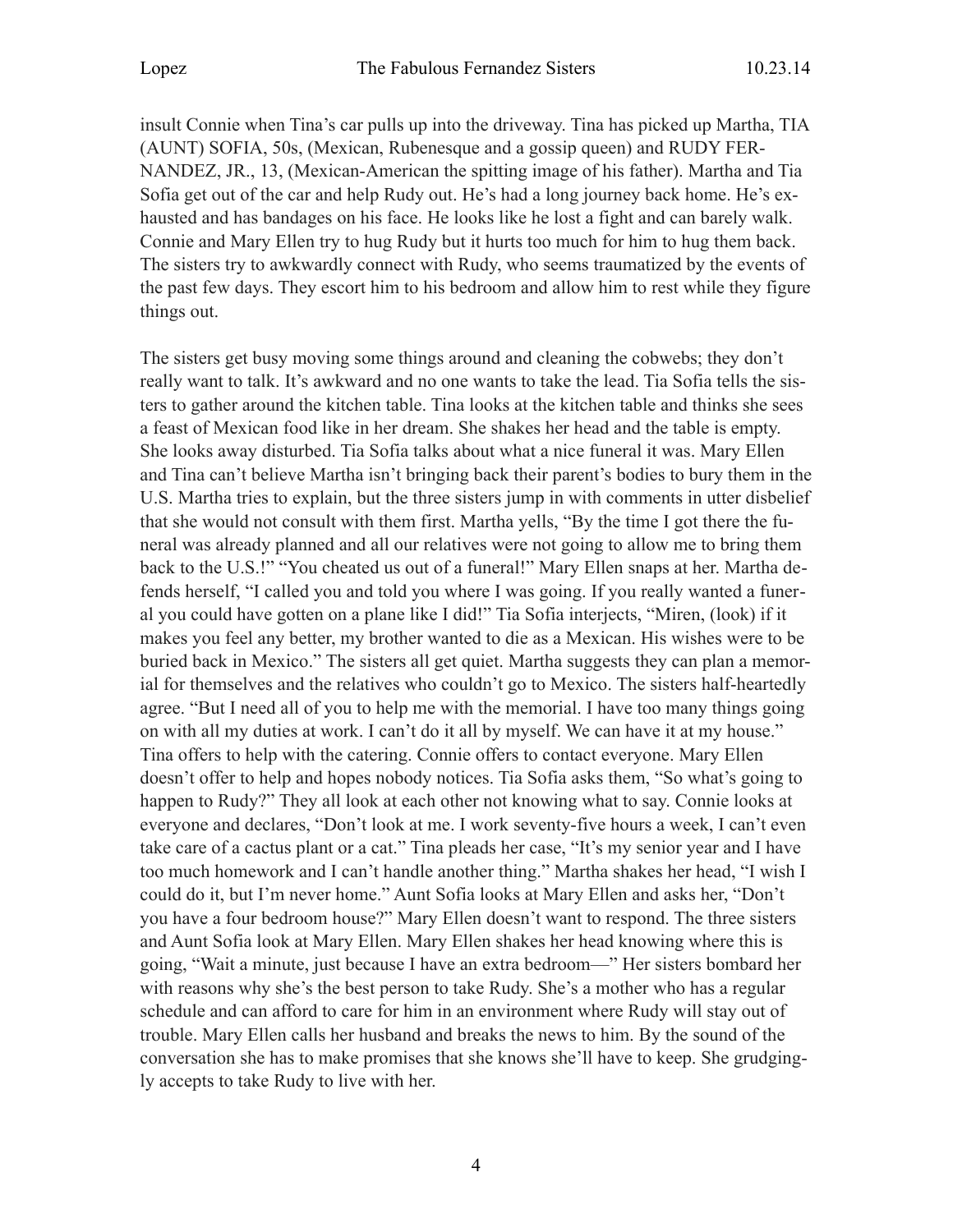insult Connie when Tina's car pulls up into the driveway. Tina has picked up Martha, TIA (AUNT) SOFIA, 50s, (Mexican, Rubenesque and a gossip queen) and RUDY FERNANDEZ, JR., 13, (Mexican-American the spitting image of his father). Martha and Tia Sofia get out of the car and help Rudy out. He's had a long journey back home. He's exhausted and has bandages on his face. He looks like he lost a fight and can barely walk. Connie and Mary Ellen try to hug Rudy but it hurts too much for him to hug them back. The sisters try to awkwardly connect with Rudy, who seems traumatized by the events of the past few days. They escort him to his bedroom and allow him to rest while they figure things out.

The sisters get busy moving some things around and cleaning the cobwebs; they don't really want to talk. It's awkward and no one wants to take the lead. Tia Sofia tells the sisters to gather around the kitchen table. Tina looks at the kitchen table and thinks she sees a feast of Mexican food like in her dream. She shakes her head and the table is empty. She looks away disturbed. Tia Sofia talks about what a nice funeral it was. Mary Ellen and Tina can't believe Martha isn't bringing back their parent's bodies to bury them in the U.S. Martha tries to explain, but the three sisters jump in with comments in utter disbelief that she would not consult with them first. Martha yells, "By the time I got there the funeral was already planned and all our relatives were not going to allow me to bring them back to the U.S.!" "You cheated us out of a funeral!" Mary Ellen snaps at her. Martha defends herself, "I called you and told you where I was going. If you really wanted a funeral you could have gotten on a plane like I did!" Tia Sofia interjects, "Miren, (look) if it makes you feel any better, my brother wanted to die as a Mexican. His wishes were to be buried back in Mexico." The sisters all get quiet. Martha suggests they can plan a memorial for themselves and the relatives who couldn't go to Mexico. The sisters half-heartedly agree. "But I need all of you to help me with the memorial. I have too many things going on with all my duties at work. I can't do it all by myself. We can have it at my house." Tina offers to help with the catering. Connie offers to contact everyone. Mary Ellen doesn't offer to help and hopes nobody notices. Tia Sofia asks them, "So what's going to happen to Rudy?" They all look at each other not knowing what to say. Connie looks at everyone and declares, "Don't look at me. I work seventy-five hours a week, I can't even take care of a cactus plant or a cat." Tina pleads her case, "It's my senior year and I have too much homework and I can't handle another thing." Martha shakes her head, "I wish I could do it, but I'm never home." Aunt Sofia looks at Mary Ellen and asks her, "Don't you have a four bedroom house?" Mary Ellen doesn't want to respond. The three sisters and Aunt Sofia look at Mary Ellen. Mary Ellen shakes her head knowing where this is going, "Wait a minute, just because I have an extra bedroom—" Her sisters bombard her with reasons why she's the best person to take Rudy. She's a mother who has a regular schedule and can afford to care for him in an environment where Rudy will stay out of trouble. Mary Ellen calls her husband and breaks the news to him. By the sound of the conversation she has to make promises that she knows she'll have to keep. She grudgingly accepts to take Rudy to live with her.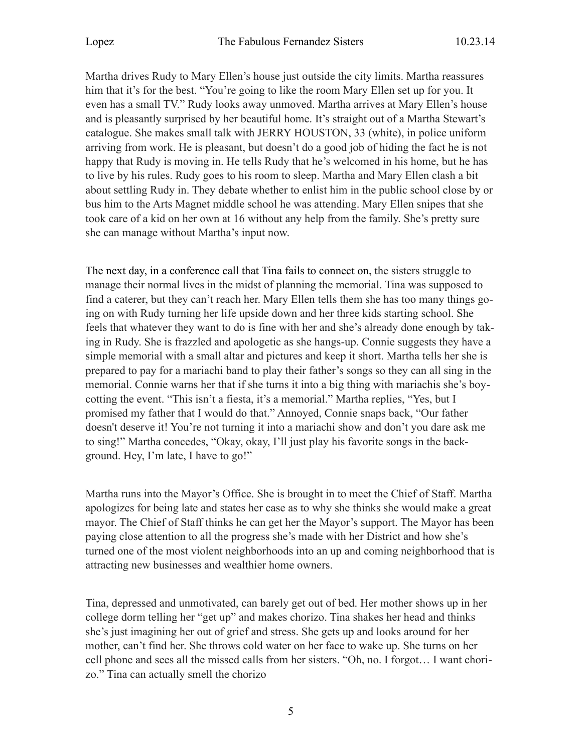Martha drives Rudy to Mary Ellen's house just outside the city limits. Martha reassures him that it's for the best. "You're going to like the room Mary Ellen set up for you. It even has a small TV." Rudy looks away unmoved. Martha arrives at Mary Ellen's house and is pleasantly surprised by her beautiful home. It's straight out of a Martha Stewart's catalogue. She makes small talk with JERRY HOUSTON, 33 (white), in police uniform arriving from work. He is pleasant, but doesn't do a good job of hiding the fact he is not happy that Rudy is moving in. He tells Rudy that he's welcomed in his home, but he has to live by his rules. Rudy goes to his room to sleep. Martha and Mary Ellen clash a bit about settling Rudy in. They debate whether to enlist him in the public school close by or bus him to the Arts Magnet middle school he was attending. Mary Ellen snipes that she took care of a kid on her own at 16 without any help from the family. She's pretty sure she can manage without Martha's input now.

The next day, in a conference call that Tina fails to connect on, the sisters struggle to manage their normal lives in the midst of planning the memorial. Tina was supposed to find a caterer, but they can't reach her. Mary Ellen tells them she has too many things going on with Rudy turning her life upside down and her three kids starting school. She feels that whatever they want to do is fine with her and she's already done enough by taking in Rudy. She is frazzled and apologetic as she hangs-up. Connie suggests they have a simple memorial with a small altar and pictures and keep it short. Martha tells her she is prepared to pay for a mariachi band to play their father's songs so they can all sing in the memorial. Connie warns her that if she turns it into a big thing with mariachis she's boycotting the event. "This isn't a fiesta, it's a memorial." Martha replies, "Yes, but I promised my father that I would do that." Annoyed, Connie snaps back, "Our father doesn't deserve it! You're not turning it into a mariachi show and don't you dare ask me to sing!" Martha concedes, "Okay, okay, I'll just play his favorite songs in the background. Hey, I'm late, I have to go!"

Martha runs into the Mayor's Office. She is brought in to meet the Chief of Staff. Martha apologizes for being late and states her case as to why she thinks she would make a great mayor. The Chief of Staff thinks he can get her the Mayor's support. The Mayor has been paying close attention to all the progress she's made with her District and how she's turned one of the most violent neighborhoods into an up and coming neighborhood that is attracting new businesses and wealthier home owners.

Tina, depressed and unmotivated, can barely get out of bed. Her mother shows up in her college dorm telling her "get up" and makes chorizo. Tina shakes her head and thinks she's just imagining her out of grief and stress. She gets up and looks around for her mother, can't find her. She throws cold water on her face to wake up. She turns on her cell phone and sees all the missed calls from her sisters. "Oh, no. I forgot… I want chorizo." Tina can actually smell the chorizo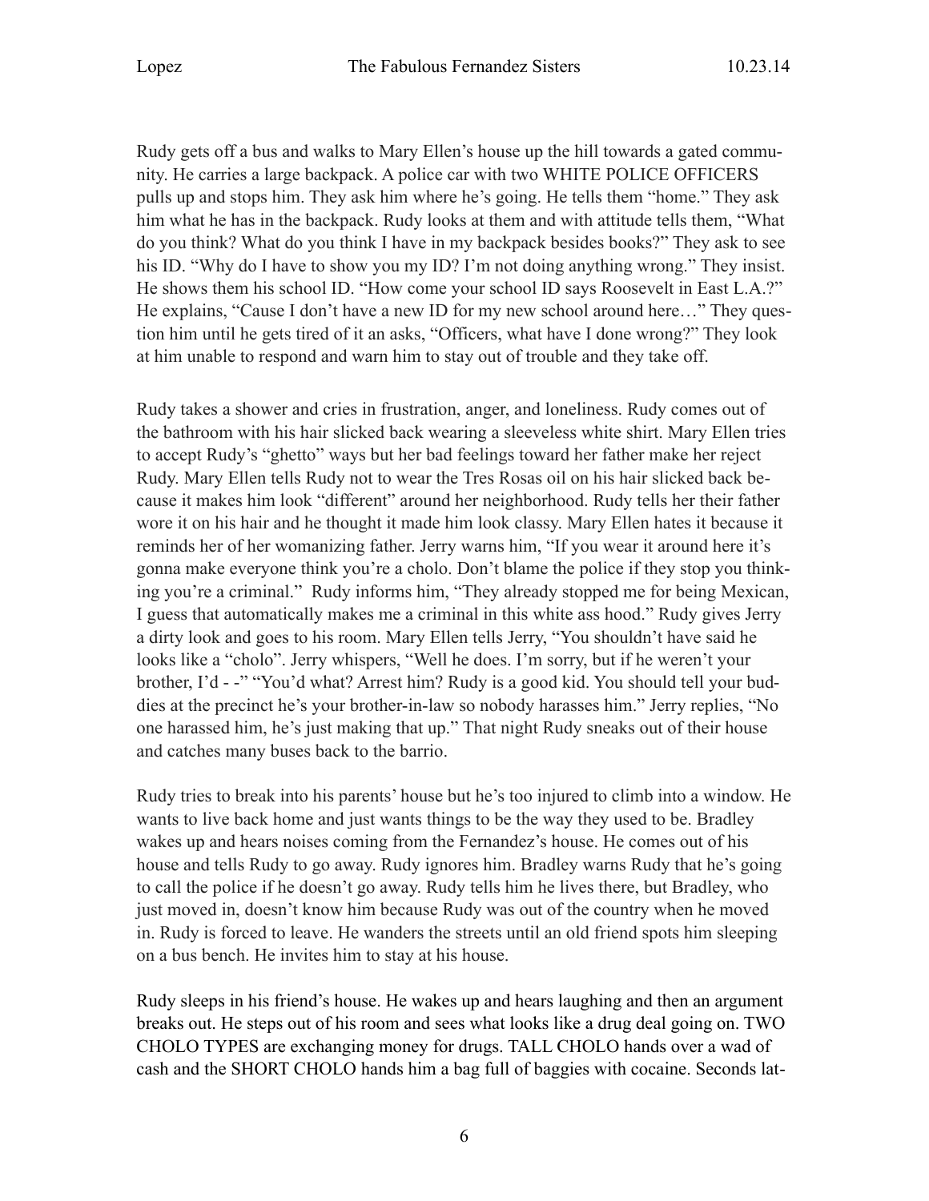Rudy gets off a bus and walks to Mary Ellen's house up the hill towards a gated community. He carries a large backpack. A police car with two WHITE POLICE OFFICERS pulls up and stops him. They ask him where he's going. He tells them "home." They ask him what he has in the backpack. Rudy looks at them and with attitude tells them, "What do you think? What do you think I have in my backpack besides books?" They ask to see his ID. "Why do I have to show you my ID? I'm not doing anything wrong." They insist. He shows them his school ID. "How come your school ID says Roosevelt in East L.A.?" He explains, "Cause I don't have a new ID for my new school around here…" They question him until he gets tired of it an asks, "Officers, what have I done wrong?" They look at him unable to respond and warn him to stay out of trouble and they take off.

Rudy takes a shower and cries in frustration, anger, and loneliness. Rudy comes out of the bathroom with his hair slicked back wearing a sleeveless white shirt. Mary Ellen tries to accept Rudy's "ghetto" ways but her bad feelings toward her father make her reject Rudy. Mary Ellen tells Rudy not to wear the Tres Rosas oil on his hair slicked back because it makes him look "different" around her neighborhood. Rudy tells her their father wore it on his hair and he thought it made him look classy. Mary Ellen hates it because it reminds her of her womanizing father. Jerry warns him, "If you wear it around here it's gonna make everyone think you're a cholo. Don't blame the police if they stop you thinking you're a criminal." Rudy informs him, "They already stopped me for being Mexican, I guess that automatically makes me a criminal in this white ass hood." Rudy gives Jerry a dirty look and goes to his room. Mary Ellen tells Jerry, "You shouldn't have said he looks like a "cholo". Jerry whispers, "Well he does. I'm sorry, but if he weren't your brother, I'd - -" "You'd what? Arrest him? Rudy is a good kid. You should tell your buddies at the precinct he's your brother-in-law so nobody harasses him." Jerry replies, "No one harassed him, he's just making that up." That night Rudy sneaks out of their house and catches many buses back to the barrio.

Rudy tries to break into his parents' house but he's too injured to climb into a window. He wants to live back home and just wants things to be the way they used to be. Bradley wakes up and hears noises coming from the Fernandez's house. He comes out of his house and tells Rudy to go away. Rudy ignores him. Bradley warns Rudy that he's going to call the police if he doesn't go away. Rudy tells him he lives there, but Bradley, who just moved in, doesn't know him because Rudy was out of the country when he moved in. Rudy is forced to leave. He wanders the streets until an old friend spots him sleeping on a bus bench. He invites him to stay at his house.

Rudy sleeps in his friend's house. He wakes up and hears laughing and then an argument breaks out. He steps out of his room and sees what looks like a drug deal going on. TWO CHOLO TYPES are exchanging money for drugs. TALL CHOLO hands over a wad of cash and the SHORT CHOLO hands him a bag full of baggies with cocaine. Seconds lat-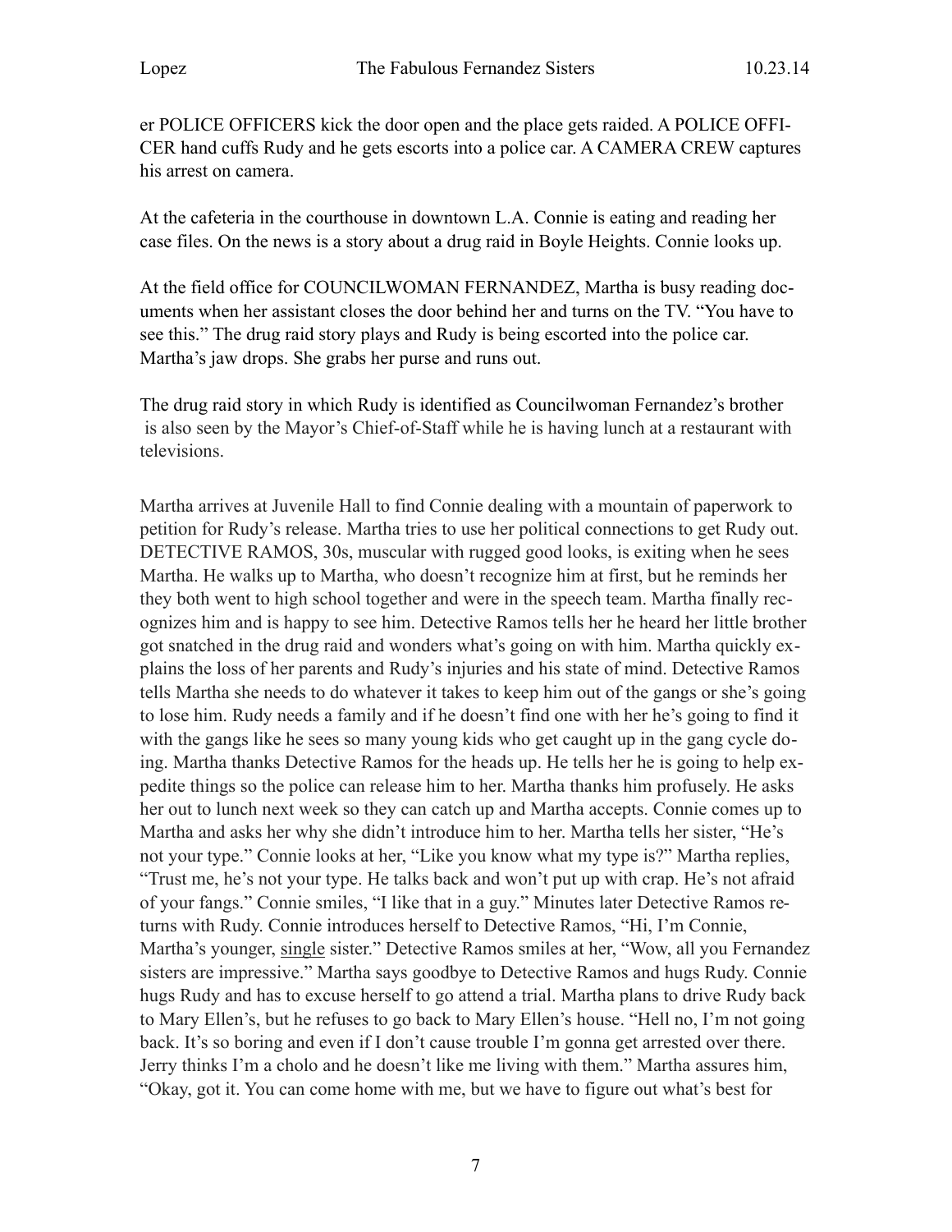er POLICE OFFICERS kick the door open and the place gets raided. A POLICE OFFICER hand cuffs Rudy and he gets escorts into a police car. A CAMERA CREW captures his arrest on camera.

At the cafeteria in the courthouse in downtown L.A. Connie is eating and reading her case files. On the news is a story about a drug raid in Boyle Heights. Connie looks up.

At the field office for COUNCILWOMAN FERNANDEZ, Martha is busy reading documents when her assistant closes the door behind her and turns on the TV. "You have to see this." The drug raid story plays and Rudy is being escorted into the police car. Martha's jaw drops. She grabs her purse and runs out.

The drug raid story in which Rudy is identified as Councilwoman Fernandez's brother is also seen by the Mayor's Chief-of-Staff while he is having lunch at a restaurant with televisions.

Martha arrives at Juvenile Hall to find Connie dealing with a mountain of paperwork to petition for Rudy's release. Martha tries to use her political connections to get Rudy out. DETECTIVE RAMOS, 30s, muscular with rugged good looks, is exiting when he sees Martha. He walks up to Martha, who doesn't recognize him at first, but he reminds her they both went to high school together and were in the speech team. Martha finally recognizes him and is happy to see him. Detective Ramos tells her he heard her little brother got snatched in the drug raid and wonders what's going on with him. Martha quickly explains the loss of her parents and Rudy's injuries and his state of mind. Detective Ramos tells Martha she needs to do whatever it takes to keep him out of the gangs or she's going to lose him. Rudy needs a family and if he doesn't find one with her he's going to find it with the gangs like he sees so many young kids who get caught up in the gang cycle doing. Martha thanks Detective Ramos for the heads up. He tells her he is going to help expedite things so the police can release him to her. Martha thanks him profusely. He asks her out to lunch next week so they can catch up and Martha accepts. Connie comes up to Martha and asks her why she didn't introduce him to her. Martha tells her sister, "He's not your type." Connie looks at her, "Like you know what my type is?" Martha replies, "Trust me, he's not your type. He talks back and won't put up with crap. He's not afraid of your fangs." Connie smiles, "I like that in a guy." Minutes later Detective Ramos returns with Rudy. Connie introduces herself to Detective Ramos, "Hi, I'm Connie, Martha's younger, <u>single</u> sister." Detective Ramos smiles at her, "Wow, all you Fernandez sisters are impressive." Martha says goodbye to Detective Ramos and hugs Rudy. Connie hugs Rudy and has to excuse herself to go attend a trial. Martha plans to drive Rudy back to Mary Ellen's, but he refuses to go back to Mary Ellen's house. "Hell no, I'm not going back. It's so boring and even if I don't cause trouble I'm gonna get arrested over there. Jerry thinks I'm a cholo and he doesn't like me living with them." Martha assures him, "Okay, got it. You can come home with me, but we have to figure out what's best for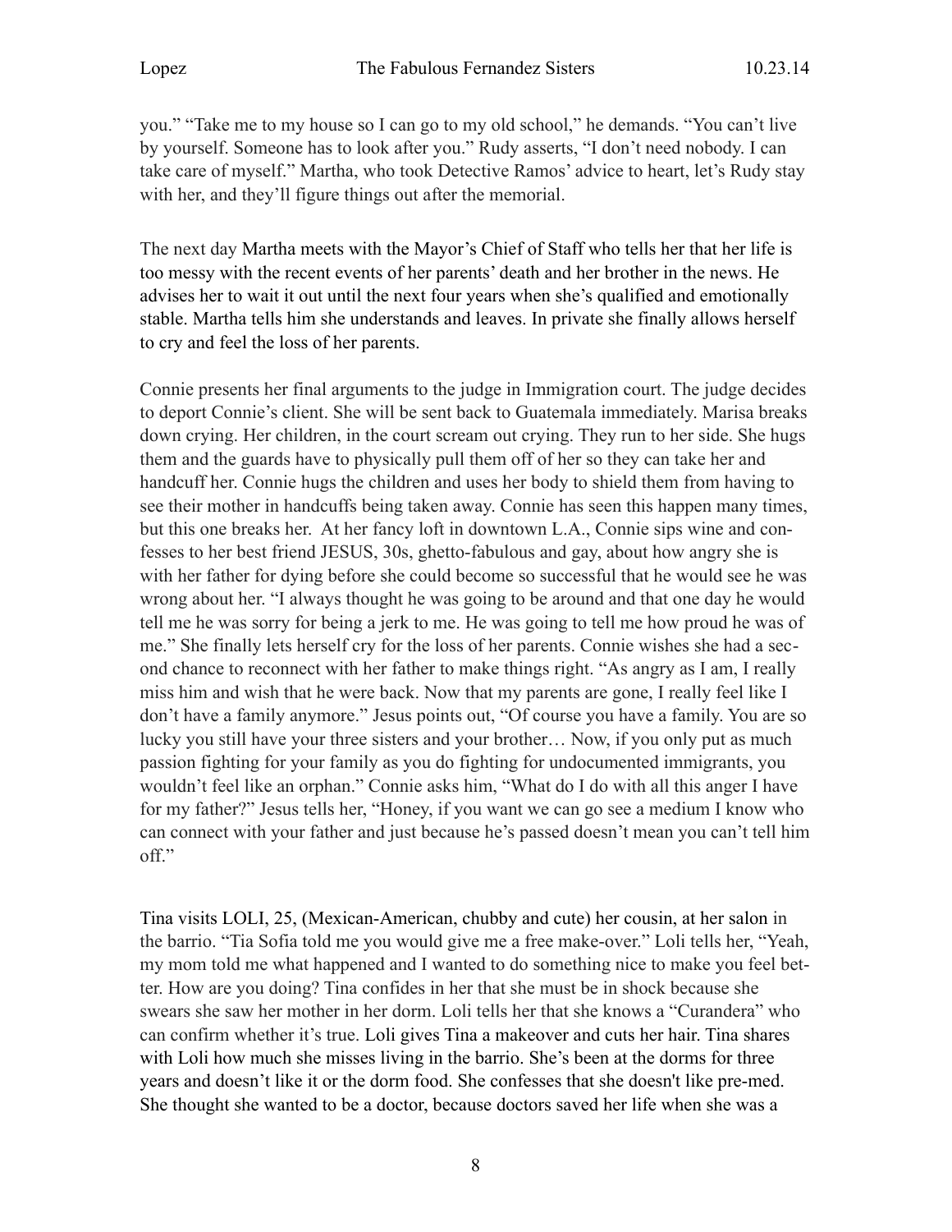you." "Take me to my house so I can go to my old school," he demands. "You can't live by yourself. Someone has to look after you." Rudy asserts, "I don't need nobody. I can take care of myself." Martha, who took Detective Ramos' advice to heart, let's Rudy stay with her, and they'll figure things out after the memorial.

The next day Martha meets with the Mayor's Chief of Staff who tells her that her life is too messy with the recent events of her parents' death and her brother in the news. He advises her to wait it out until the next four years when she's qualified and emotionally stable. Martha tells him she understands and leaves. In private she finally allows herself to cry and feel the loss of her parents.

Connie presents her final arguments to the judge in Immigration court. The judge decides to deport Connie's client. She will be sent back to Guatemala immediately. Marisa breaks down crying. Her children, in the court scream out crying. They run to her side. She hugs them and the guards have to physically pull them off of her so they can take her and handcuff her. Connie hugs the children and uses her body to shield them from having to see their mother in handcuffs being taken away. Connie has seen this happen many times, but this one breaks her. At her fancy loft in downtown L.A., Connie sips wine and confesses to her best friend JESUS, 30s, ghetto-fabulous and gay, about how angry she is with her father for dying before she could become so successful that he would see he was wrong about her. "I always thought he was going to be around and that one day he would tell me he was sorry for being a jerk to me. He was going to tell me how proud he was of me." She finally lets herself cry for the loss of her parents. Connie wishes she had a second chance to reconnect with her father to make things right. "As angry as I am, I really miss him and wish that he were back. Now that my parents are gone, I really feel like I don't have a family anymore." Jesus points out, "Of course you have a family. You are so lucky you still have your three sisters and your brother… Now, if you only put as much passion fighting for your family as you do fighting for undocumented immigrants, you wouldn't feel like an orphan." Connie asks him, "What do I do with all this anger I have for my father?" Jesus tells her, "Honey, if you want we can go see a medium I know who can connect with your father and just because he's passed doesn't mean you can't tell him off."

Tina visits LOLI, 25, (Mexican-American, chubby and cute) her cousin, at her salon in the barrio. "Tia Sofia told me you would give me a free make-over." Loli tells her, "Yeah, my mom told me what happened and I wanted to do something nice to make you feel better. How are you doing? Tina confides in her that she must be in shock because she swears she saw her mother in her dorm. Loli tells her that she knows a "Curandera" who can confirm whether it's true. Loli gives Tina a makeover and cuts her hair. Tina shares with Loli how much she misses living in the barrio. She's been at the dorms for three years and doesn't like it or the dorm food. She confesses that she doesn't like pre-med. She thought she wanted to be a doctor, because doctors saved her life when she was a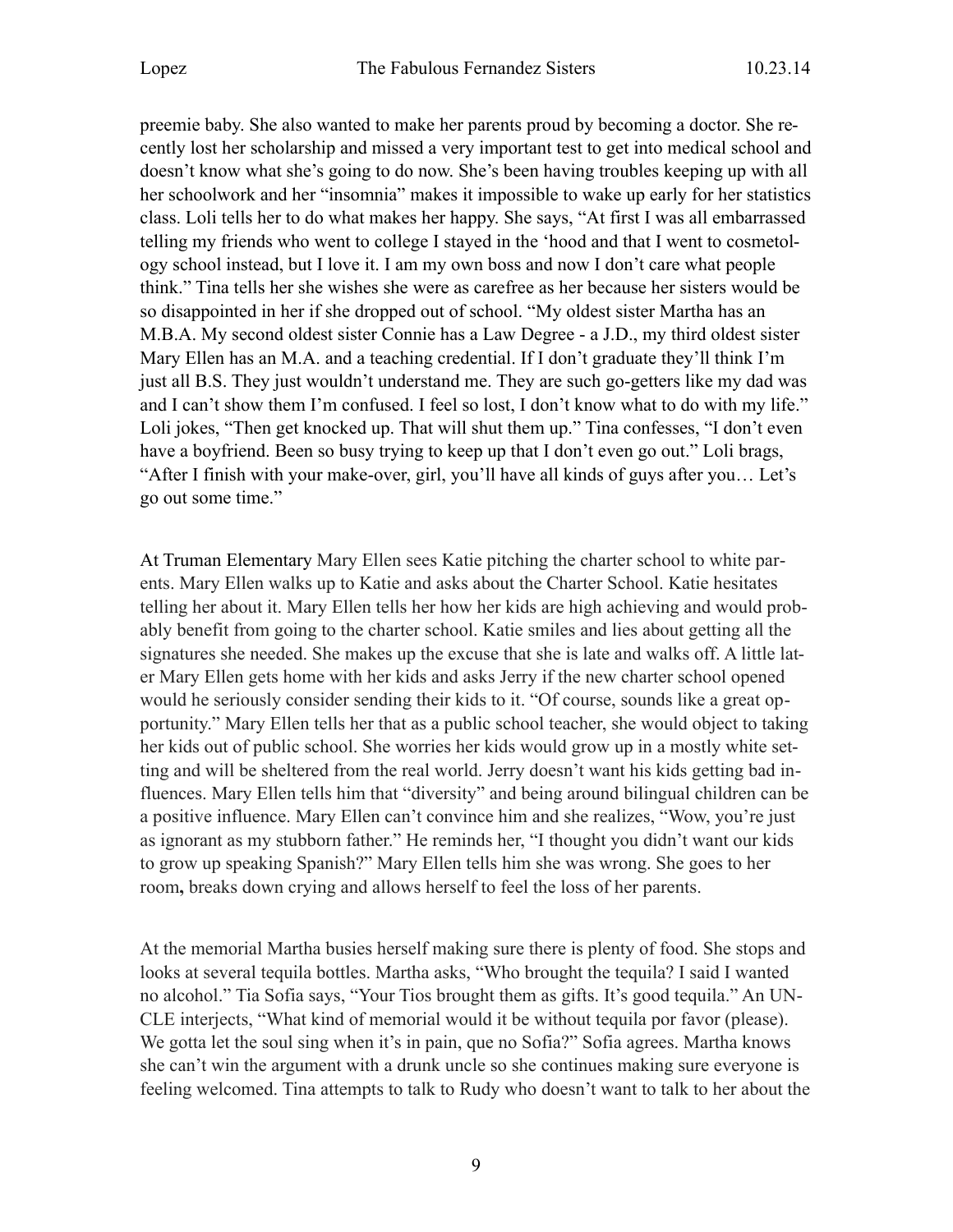preemie baby. She also wanted to make her parents proud by becoming a doctor. She recently lost her scholarship and missed a very important test to get into medical school and doesn't know what she's going to do now. She's been having troubles keeping up with all her schoolwork and her "insomnia" makes it impossible to wake up early for her statistics class. Loli tells her to do what makes her happy. She says, "At first I was all embarrassed telling my friends who went to college I stayed in the 'hood and that I went to cosmetology school instead, but I love it. I am my own boss and now I don't care what people think." Tina tells her she wishes she were as carefree as her because her sisters would be so disappointed in her if she dropped out of school. "My oldest sister Martha has an M.B.A. My second oldest sister Connie has a Law Degree - a J.D., my third oldest sister Mary Ellen has an M.A. and a teaching credential. If I don't graduate they'll think I'm just all B.S. They just wouldn't understand me. They are such go-getters like my dad was and I can't show them I'm confused. I feel so lost, I don't know what to do with my life." Loli jokes, "Then get knocked up. That will shut them up." Tina confesses, "I don't even have a boyfriend. Been so busy trying to keep up that I don't even go out." Loli brags, "After I finish with your make-over, girl, you'll have all kinds of guys after you… Let's go out some time."

At Truman Elementary Mary Ellen sees Katie pitching the charter school to white parents. Mary Ellen walks up to Katie and asks about the Charter School. Katie hesitates telling her about it. Mary Ellen tells her how her kids are high achieving and would probably benefit from going to the charter school. Katie smiles and lies about getting all the signatures she needed. She makes up the excuse that she is late and walks off. A little later Mary Ellen gets home with her kids and asks Jerry if the new charter school opened would he seriously consider sending their kids to it. "Of course, sounds like a great opportunity." Mary Ellen tells her that as a public school teacher, she would object to taking her kids out of public school. She worries her kids would grow up in a mostly white setting and will be sheltered from the real world. Jerry doesn't want his kids getting bad influences. Mary Ellen tells him that "diversity" and being around bilingual children can be a positive influence. Mary Ellen can't convince him and she realizes, "Wow, you're just as ignorant as my stubborn father." He reminds her, "I thought you didn't want our kids to grow up speaking Spanish?" Mary Ellen tells him she was wrong. She goes to her room**,** breaks down crying and allows herself to feel the loss of her parents.

At the memorial Martha busies herself making sure there is plenty of food. She stops and looks at several tequila bottles. Martha asks, "Who brought the tequila? I said I wanted no alcohol." Tia Sofia says, "Your Tios brought them as gifts. It's good tequila." An UNCLE interjects, "What kind of memorial would it be without tequila por favor (please). We gotta let the soul sing when it's in pain, que no Sofia?" Sofia agrees. Martha knows she can't win the argument with a drunk uncle so she continues making sure everyone is feeling welcomed. Tina attempts to talk to Rudy who doesn't want to talk to her about the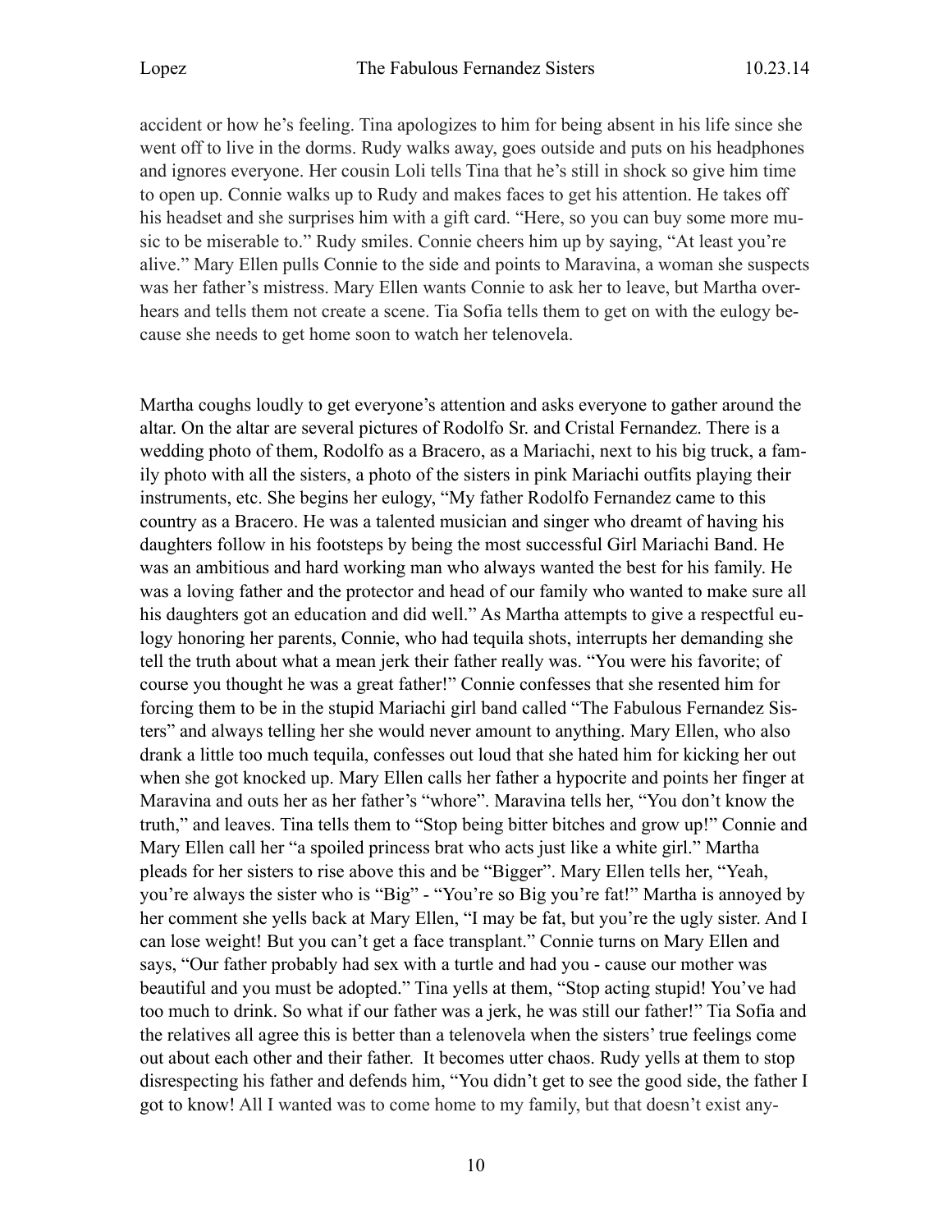accident or how he's feeling. Tina apologizes to him for being absent in his life since she went off to live in the dorms. Rudy walks away, goes outside and puts on his headphones and ignores everyone. Her cousin Loli tells Tina that he's still in shock so give him time to open up. Connie walks up to Rudy and makes faces to get his attention. He takes off his headset and she surprises him with a gift card. "Here, so you can buy some more music to be miserable to." Rudy smiles. Connie cheers him up by saying, "At least you're alive." Mary Ellen pulls Connie to the side and points to Maravina, a woman she suspects was her father's mistress. Mary Ellen wants Connie to ask her to leave, but Martha overhears and tells them not create a scene. Tia Sofia tells them to get on with the eulogy because she needs to get home soon to watch her telenovela.

Martha coughs loudly to get everyone's attention and asks everyone to gather around the altar. On the altar are several pictures of Rodolfo Sr. and Cristal Fernandez. There is a wedding photo of them, Rodolfo as a Bracero, as a Mariachi, next to his big truck, a family photo with all the sisters, a photo of the sisters in pink Mariachi outfits playing their instruments, etc. She begins her eulogy, "My father Rodolfo Fernandez came to this country as a Bracero. He was a talented musician and singer who dreamt of having his daughters follow in his footsteps by being the most successful Girl Mariachi Band. He was an ambitious and hard working man who always wanted the best for his family. He was a loving father and the protector and head of our family who wanted to make sure all his daughters got an education and did well." As Martha attempts to give a respectful eulogy honoring her parents, Connie, who had tequila shots, interrupts her demanding she tell the truth about what a mean jerk their father really was. "You were his favorite; of course you thought he was a great father!" Connie confesses that she resented him for forcing them to be in the stupid Mariachi girl band called "The Fabulous Fernandez Sisters" and always telling her she would never amount to anything. Mary Ellen, who also drank a little too much tequila, confesses out loud that she hated him for kicking her out when she got knocked up. Mary Ellen calls her father a hypocrite and points her finger at Maravina and outs her as her father's "whore". Maravina tells her, "You don't know the truth," and leaves. Tina tells them to "Stop being bitter bitches and grow up!" Connie and Mary Ellen call her "a spoiled princess brat who acts just like a white girl." Martha pleads for her sisters to rise above this and be "Bigger". Mary Ellen tells her, "Yeah, you're always the sister who is "Big" - "You're so Big you're fat!" Martha is annoyed by her comment she yells back at Mary Ellen, "I may be fat, but you're the ugly sister. And I can lose weight! But you can't get a face transplant." Connie turns on Mary Ellen and says, "Our father probably had sex with a turtle and had you - cause our mother was beautiful and you must be adopted." Tina yells at them, "Stop acting stupid! You've had too much to drink. So what if our father was a jerk, he was still our father!" Tia Sofia and the relatives all agree this is better than a telenovela when the sisters' true feelings come out about each other and their father. It becomes utter chaos. Rudy yells at them to stop disrespecting his father and defends him, "You didn't get to see the good side, the father I got to know! All I wanted was to come home to my family, but that doesn't exist any-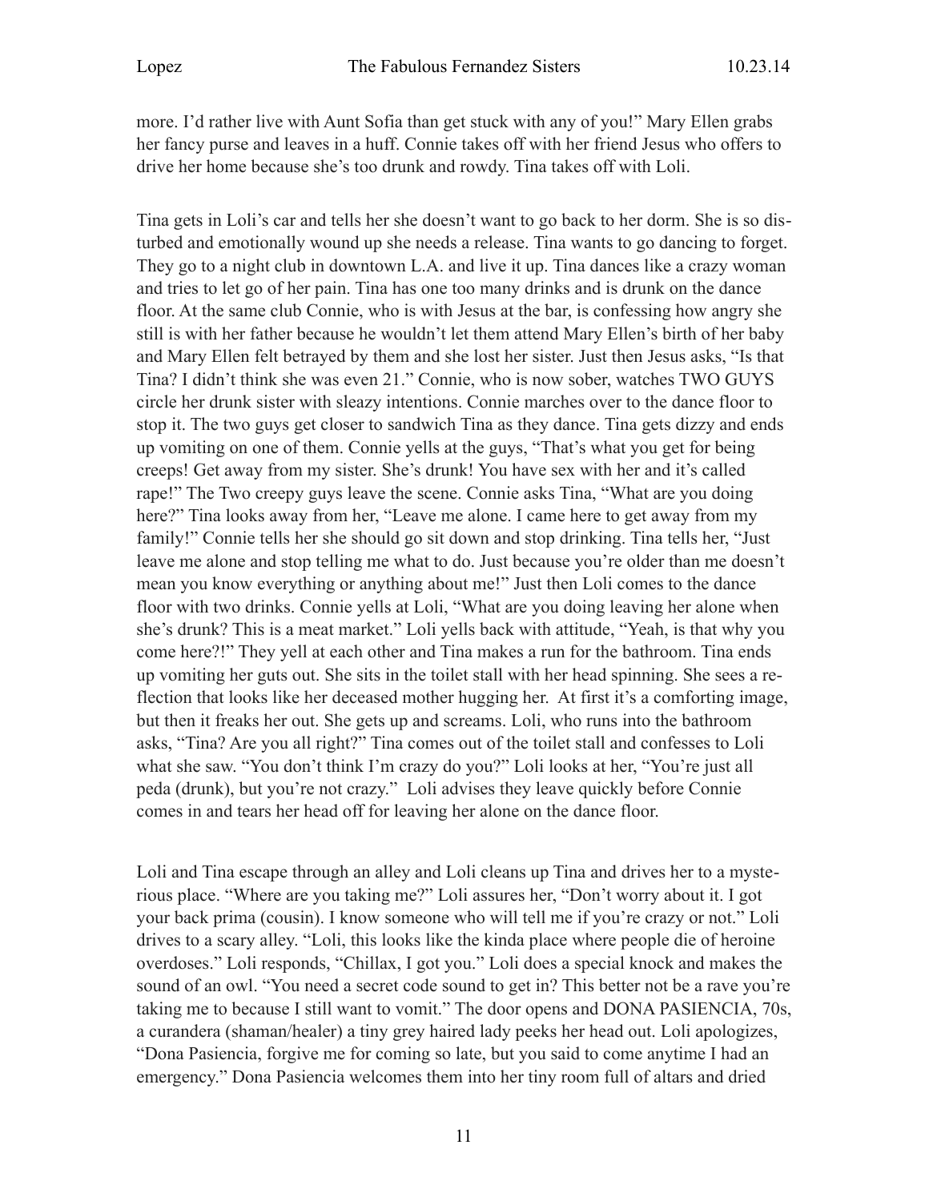more. I'd rather live with Aunt Sofia than get stuck with any of you!" Mary Ellen grabs her fancy purse and leaves in a huff. Connie takes off with her friend Jesus who offers to drive her home because she's too drunk and rowdy. Tina takes off with Loli.

Tina gets in Loli's car and tells her she doesn't want to go back to her dorm. She is so disturbed and emotionally wound up she needs a release. Tina wants to go dancing to forget. They go to a night club in downtown L.A. and live it up. Tina dances like a crazy woman and tries to let go of her pain. Tina has one too many drinks and is drunk on the dance floor. At the same club Connie, who is with Jesus at the bar, is confessing how angry she still is with her father because he wouldn't let them attend Mary Ellen's birth of her baby and Mary Ellen felt betrayed by them and she lost her sister. Just then Jesus asks, "Is that Tina? I didn't think she was even 21." Connie, who is now sober, watches TWO GUYS circle her drunk sister with sleazy intentions. Connie marches over to the dance floor to stop it. The two guys get closer to sandwich Tina as they dance. Tina gets dizzy and ends up vomiting on one of them. Connie yells at the guys, "That's what you get for being creeps! Get away from my sister. She's drunk! You have sex with her and it's called rape!" The Two creepy guys leave the scene. Connie asks Tina, "What are you doing here?" Tina looks away from her, "Leave me alone. I came here to get away from my family!" Connie tells her she should go sit down and stop drinking. Tina tells her, "Just leave me alone and stop telling me what to do. Just because you're older than me doesn't mean you know everything or anything about me!" Just then Loli comes to the dance floor with two drinks. Connie yells at Loli, "What are you doing leaving her alone when she's drunk? This is a meat market." Loli yells back with attitude, "Yeah, is that why you come here?!" They yell at each other and Tina makes a run for the bathroom. Tina ends up vomiting her guts out. She sits in the toilet stall with her head spinning. She sees a reflection that looks like her deceased mother hugging her. At first it's a comforting image, but then it freaks her out. She gets up and screams. Loli, who runs into the bathroom asks, "Tina? Are you all right?" Tina comes out of the toilet stall and confesses to Loli what she saw. "You don't think I'm crazy do you?" Loli looks at her, "You're just all peda (drunk), but you're not crazy." Loli advises they leave quickly before Connie comes in and tears her head off for leaving her alone on the dance floor.

Loli and Tina escape through an alley and Loli cleans up Tina and drives her to a mysterious place. "Where are you taking me?" Loli assures her, "Don't worry about it. I got your back prima (cousin). I know someone who will tell me if you're crazy or not." Loli drives to a scary alley. "Loli, this looks like the kinda place where people die of heroine overdoses." Loli responds, "Chillax, I got you." Loli does a special knock and makes the sound of an owl. "You need a secret code sound to get in? This better not be a rave you're taking me to because I still want to vomit." The door opens and DONA PASIENCIA, 70s, a curandera (shaman/healer) a tiny grey haired lady peeks her head out. Loli apologizes, "Dona Pasiencia, forgive me for coming so late, but you said to come anytime I had an emergency." Dona Pasiencia welcomes them into her tiny room full of altars and dried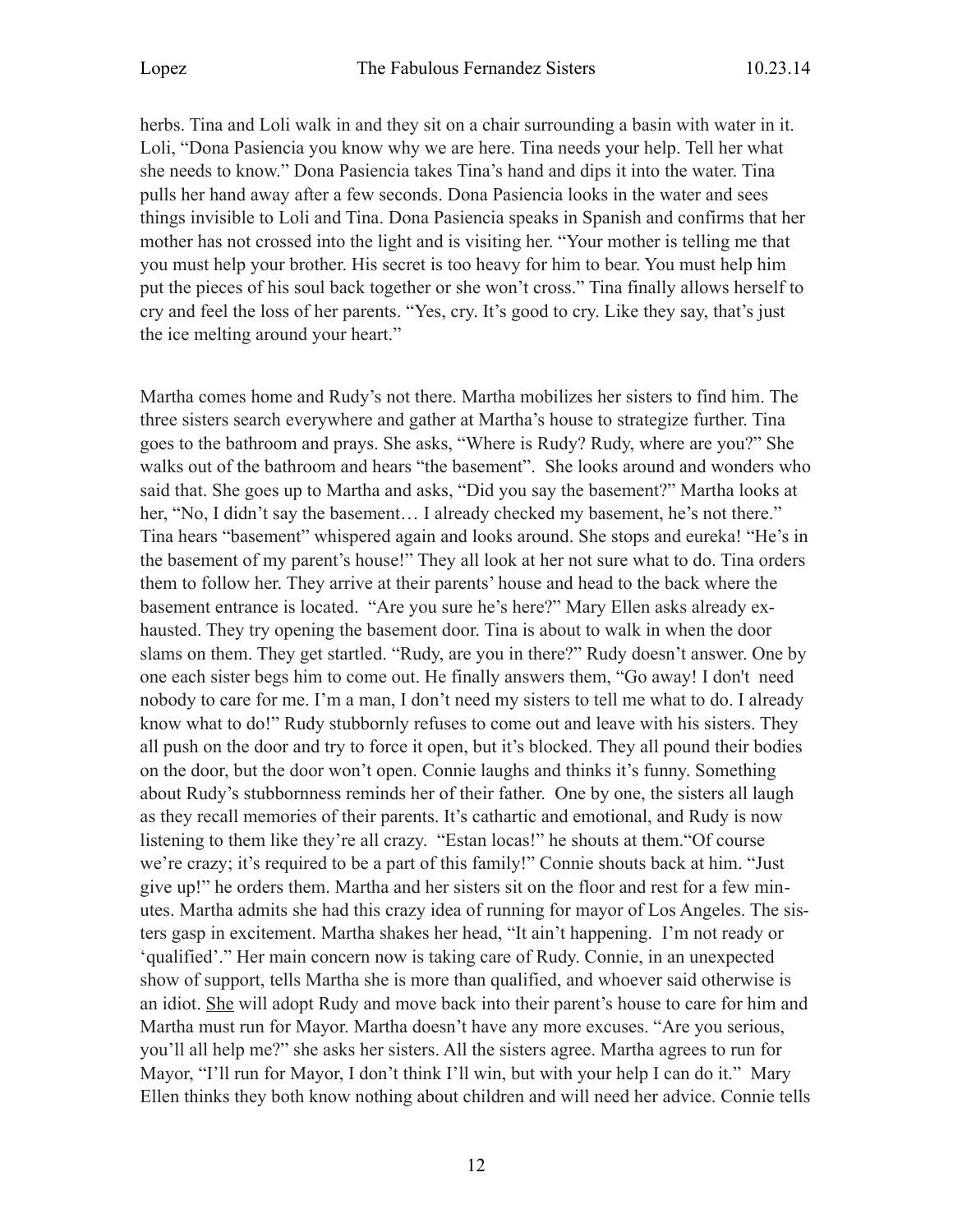herbs. Tina and Loli walk in and they sit on a chair surrounding a basin with water in it. Loli, "Dona Pasiencia you know why we are here. Tina needs your help. Tell her what she needs to know." Dona Pasiencia takes Tina's hand and dips it into the water. Tina pulls her hand away after a few seconds. Dona Pasiencia looks in the water and sees things invisible to Loli and Tina. Dona Pasiencia speaks in Spanish and confirms that her mother has not crossed into the light and is visiting her. "Your mother is telling me that you must help your brother. His secret is too heavy for him to bear. You must help him put the pieces of his soul back together or she won't cross." Tina finally allows herself to cry and feel the loss of her parents. "Yes, cry. It's good to cry. Like they say, that's just the ice melting around your heart."

Martha comes home and Rudy's not there. Martha mobilizes her sisters to find him. The three sisters search everywhere and gather at Martha's house to strategize further. Tina goes to the bathroom and prays. She asks, "Where is Rudy? Rudy, where are you?" She walks out of the bathroom and hears "the basement". She looks around and wonders who said that. She goes up to Martha and asks, "Did you say the basement?" Martha looks at her, "No, I didn't say the basement… I already checked my basement, he's not there." Tina hears "basement" whispered again and looks around. She stops and eureka! "He's in the basement of my parent's house!" They all look at her not sure what to do. Tina orders them to follow her. They arrive at their parents' house and head to the back where the basement entrance is located. "Are you sure he's here?" Mary Ellen asks already exhausted. They try opening the basement door. Tina is about to walk in when the door slams on them. They get startled. "Rudy, are you in there?" Rudy doesn't answer. One by one each sister begs him to come out. He finally answers them, "Go away! I don't need nobody to care for me. I'm a man, I don't need my sisters to tell me what to do. I already know what to do!" Rudy stubbornly refuses to come out and leave with his sisters. They all push on the door and try to force it open, but it's blocked. They all pound their bodies on the door, but the door won't open. Connie laughs and thinks it's funny. Something about Rudy's stubbornness reminds her of their father. One by one, the sisters all laugh as they recall memories of their parents. It's cathartic and emotional, and Rudy is now listening to them like they're all crazy. "Estan locas!" he shouts at them."Of course we're crazy; it's required to be a part of this family!" Connie shouts back at him. "Just give up!" he orders them. Martha and her sisters sit on the floor and rest for a few minutes. Martha admits she had this crazy idea of running for mayor of Los Angeles. The sisters gasp in excitement. Martha shakes her head, "It ain't happening. I'm not ready or 'qualified'." Her main concern now is taking care of Rudy. Connie, in an unexpected show of support, tells Martha she is more than qualified, and whoever said otherwise is an idiot. <u>She</u> will adopt Rudy and move back into their parent's house to care for him and Martha must run for Mayor. Martha doesn't have any more excuses. "Are you serious, you'll all help me?" she asks her sisters. All the sisters agree. Martha agrees to run for Mayor, "I'll run for Mayor, I don't think I'll win, but with your help I can do it." Mary Ellen thinks they both know nothing about children and will need her advice. Connie tells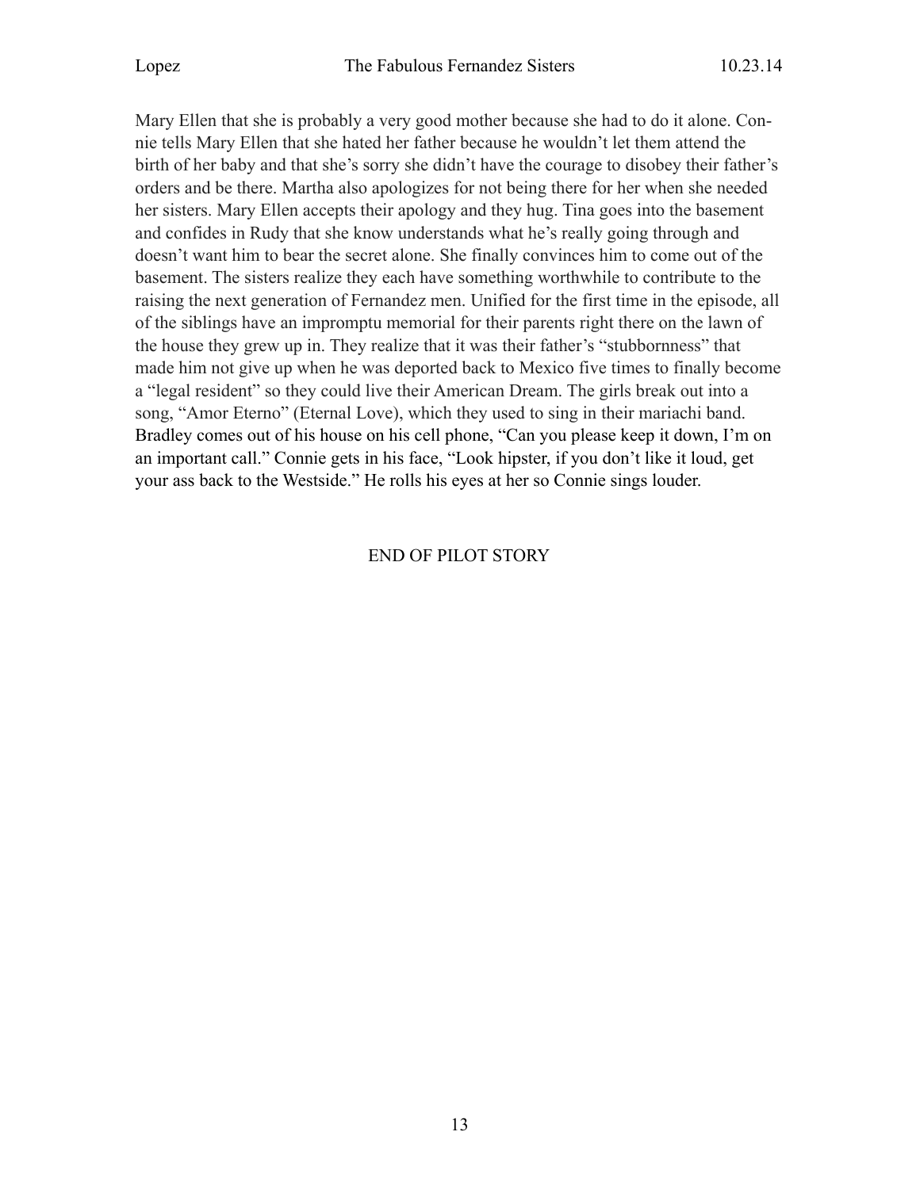Mary Ellen that she is probably a very good mother because she had to do it alone. Connie tells Mary Ellen that she hated her father because he wouldn't let them attend the birth of her baby and that she's sorry she didn't have the courage to disobey their father's orders and be there. Martha also apologizes for not being there for her when she needed her sisters. Mary Ellen accepts their apology and they hug. Tina goes into the basement and confides in Rudy that she know understands what he's really going through and doesn't want him to bear the secret alone. She finally convinces him to come out of the basement. The sisters realize they each have something worthwhile to contribute to the raising the next generation of Fernandez men. Unified for the first time in the episode, all of the siblings have an impromptu memorial for their parents right there on the lawn of the house they grew up in. They realize that it was their father's "stubbornness" that made him not give up when he was deported back to Mexico five times to finally become a "legal resident" so they could live their American Dream. The girls break out into a song, "Amor Eterno" (Eternal Love), which they used to sing in their mariachi band. Bradley comes out of his house on his cell phone, "Can you please keep it down, I'm on an important call." Connie gets in his face, "Look hipster, if you don't like it loud, get your ass back to the Westside." He rolls his eyes at her so Connie sings louder.

END OF PILOT STORY